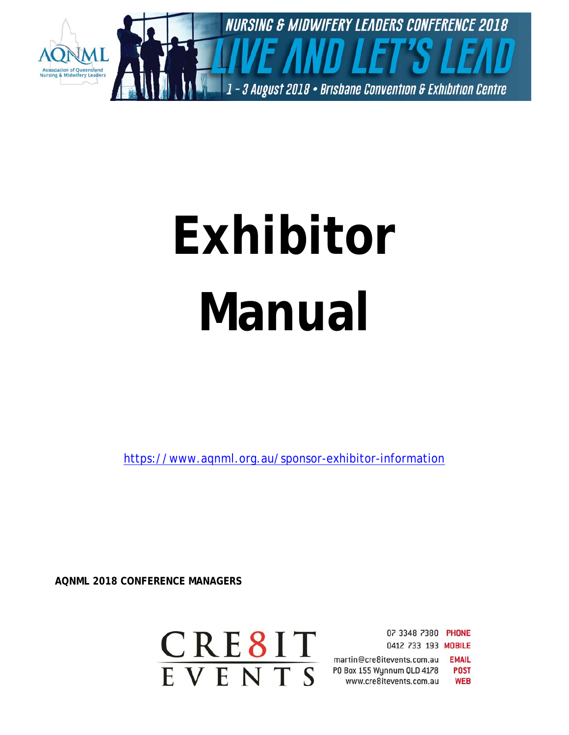AQNML Association of Queensland Nursing & Midwifery Leaders

NURSING & MIDWIFERY LEADERS CONFERENCE 2018

LIVE AND LET'S LEAD

1 - 3 August 2018 • Brisbane Convention & Exhibition Centre

# Exhibitor Manual

https://www.aqnml.org.au/sponsor-exhibitor-information

**AQNML 2018 CONFERENCE MANAGERS**

CRE8IT EVENTS

07 3348 7380 PHONE
0412 733 193 MOBILE
martin@cre8itevents.com.au EMAIL
PO Box 155 Wynnum QLD 4178 POST
www.cre8itevents.com.au WEB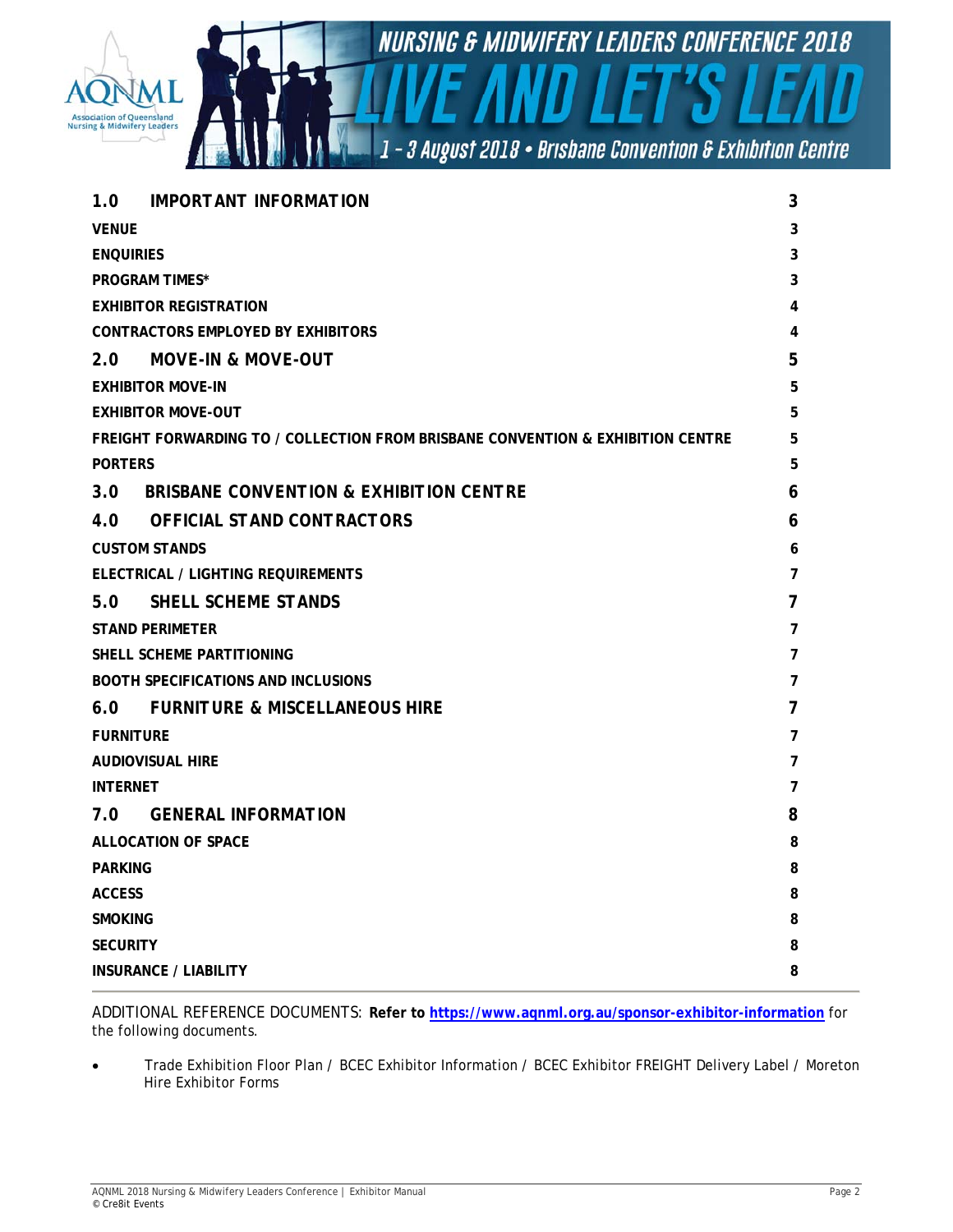| | |
|---|---|
| **1.0 IMPORTANT INFORMATION** | **3** |
| **VENUE** | **3** |
| **ENQUIRIES** | **3** |
| **PROGRAM TIMES*** | **3** |
| **EXHIBITOR REGISTRATION** | **4** |
| **CONTRACTORS EMPLOYED BY EXHIBITORS** | **4** |
| **2.0 MOVE-IN & MOVE-OUT** | **5** |
| **EXHIBITOR MOVE-IN** | **5** |
| **EXHIBITOR MOVE-OUT** | **5** |
| **FREIGHT FORWARDING TO / COLLECTION FROM BRISBANE CONVENTION & EXHIBITION CENTRE** | **5** |
| **PORTERS** | **5** |
| **3.0 BRISBANE CONVENTION & EXHIBITION CENTRE** | **6** |
| **4.0 OFFICIAL STAND CONTRACTORS** | **6** |
| **CUSTOM STANDS** | **6** |
| **ELECTRICAL / LIGHTING REQUIREMENTS** | **7** |
| **5.0 SHELL SCHEME STANDS** | **7** |
| **STAND PERIMETER** | **7** |
| **SHELL SCHEME PARTITIONING** | **7** |
| **BOOTH SPECIFICATIONS AND INCLUSIONS** | **7** |
| **6.0 FURNITURE & MISCELLANEOUS HIRE** | **7** |
| **FURNITURE** | **7** |
| **AUDIOVISUAL HIRE** | **7** |
| **INTERNET** | **7** |
| **7.0 GENERAL INFORMATION** | **8** |
| **ALLOCATION OF SPACE** | **8** |
| **PARKING** | **8** |
| **ACCESS** | **8** |
| **SMOKING** | **8** |
| **SECURITY** | **8** |
| **INSURANCE / LIABILITY** | **8** |

ADDITIONAL REFERENCE DOCUMENTS: **Refer to [https://www.aqnml.org.au/sponsor-exhibitor-information](https://www.aqnml.org.au/sponsor-exhibitor-information)** for the following documents.

- Trade Exhibition Floor Plan / BCEC Exhibitor Information / BCEC Exhibitor FREIGHT Delivery Label / Moreton Hire Exhibitor Forms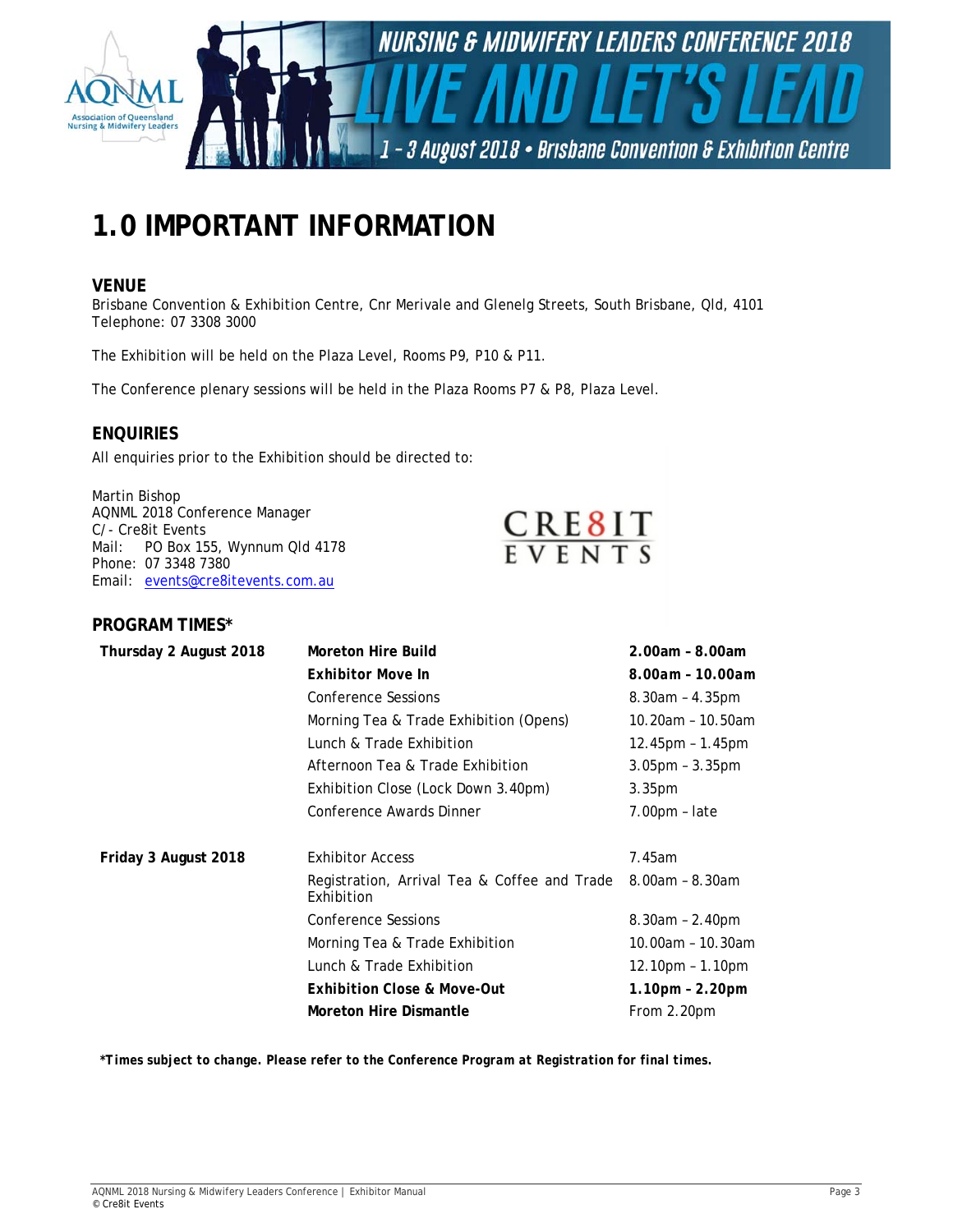# 1.0 IMPORTANT INFORMATION

### VENUE

Brisbane Convention & Exhibition Centre, Cnr Merivale and Glenelg Streets, South Brisbane, Qld, 4101
Telephone: 07 3308 3000

The Exhibition will be held on the Plaza Level, Rooms P9, P10 & P11.

The Conference plenary sessions will be held in the Plaza Rooms P7 & P8, Plaza Level.

### ENQUIRIES

All enquiries prior to the Exhibition should be directed to:

Martin Bishop
AQNML 2018 Conference Manager
C/- Cre8it Events
Mail: PO Box 155, Wynnum Qld 4178
Phone: 07 3348 7380
Email: [events@cre8itevents.com.au](mailto:events@cre8itevents.com.au)

### PROGRAM TIMES*

| | | |
|---|---|---|
| **Thursday 2 August 2018** | **Moreton Hire Build** | **2.00am – 8.00am** |
| | **Exhibitor Move In** | **8.00am – 10.00am** |
| | Conference Sessions | 8.30am – 4.35pm |
| | Morning Tea & Trade Exhibition (Opens) | 10.20am – 10.50am |
| | Lunch & Trade Exhibition | 12.45pm – 1.45pm |
| | Afternoon Tea & Trade Exhibition | 3.05pm – 3.35pm |
| | Exhibition Close (Lock Down 3.40pm) | 3.35pm |
| | Conference Awards Dinner | 7.00pm – late |
| **Friday 3 August 2018** | Exhibitor Access | 7.45am |
| | Registration, Arrival Tea & Coffee and Trade Exhibition | 8.00am – 8.30am |
| | Conference Sessions | 8.30am – 2.40pm |
| | Morning Tea & Trade Exhibition | 10.00am – 10.30am |
| | Lunch & Trade Exhibition | 12.10pm – 1.10pm |
| | **Exhibition Close & Move-Out** | **1.10pm – 2.20pm** |
| | **Moreton Hire Dismantle** | From 2.20pm |

***Times subject to change. Please refer to the Conference Program at Registration for final times.***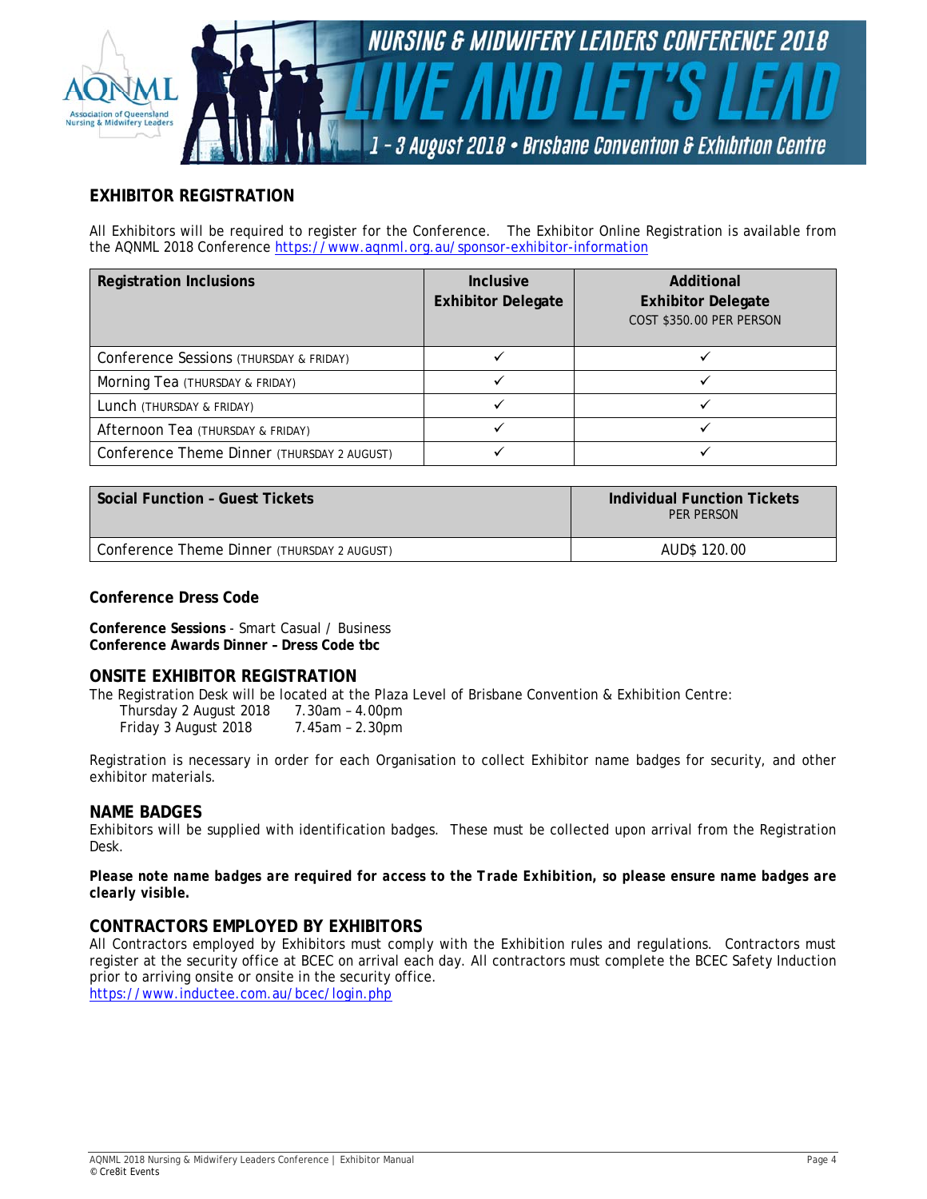## EXHIBITOR REGISTRATION

All Exhibitors will be required to register for the Conference. The Exhibitor Online Registration is available from the AQNML 2018 Conference https://www.aqnml.org.au/sponsor-exhibitor-information

| Registration Inclusions | Inclusive Exhibitor Delegate | Additional Exhibitor Delegate COST $350.00 PER PERSON |
|---|---|---|
| Conference Sessions (THURSDAY & FRIDAY) | ✓ | ✓ |
| Morning Tea (THURSDAY & FRIDAY) | ✓ | ✓ |
| Lunch (THURSDAY & FRIDAY) | ✓ | ✓ |
| Afternoon Tea (THURSDAY & FRIDAY) | ✓ | ✓ |
| Conference Theme Dinner (THURSDAY 2 AUGUST) | ✓ | ✓ |

| Social Function – Guest Tickets | Individual Function Tickets PER PERSON |
|---|---|
| Conference Theme Dinner (THURSDAY 2 AUGUST) | AUD$ 120.00 |

### Conference Dress Code

**Conference Sessions** - Smart Casual / Business
**Conference Awards Dinner – Dress Code tbc**

## ONSITE EXHIBITOR REGISTRATION

The Registration Desk will be located at the Plaza Level of Brisbane Convention & Exhibition Centre:

Thursday 2 August 2018 7.30am – 4.00pm
Friday 3 August 2018 7.45am – 2.30pm

Registration is necessary in order for each Organisation to collect Exhibitor name badges for security, and other exhibitor materials.

## NAME BADGES

Exhibitors will be supplied with identification badges. These must be collected upon arrival from the Registration Desk.

***Please note name badges are required for access to the Trade Exhibition, so please ensure name badges are clearly visible.***

## CONTRACTORS EMPLOYED BY EXHIBITORS

All Contractors employed by Exhibitors must comply with the Exhibition rules and regulations. Contractors must register at the security office at BCEC on arrival each day. All contractors must complete the BCEC Safety Induction prior to arriving onsite or onsite in the security office.
https://www.inductee.com.au/bcec/login.php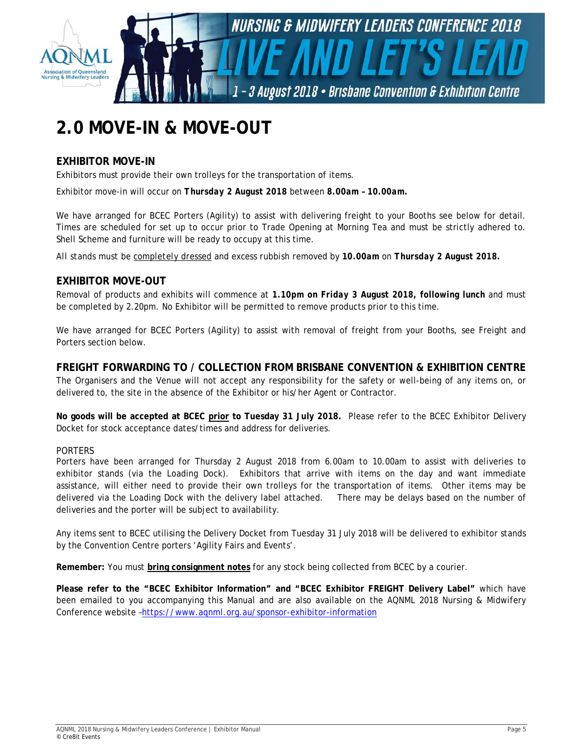# 2.0 MOVE-IN & MOVE-OUT

## EXHIBITOR MOVE-IN

Exhibitors must provide their own trolleys for the transportation of items.

Exhibitor move-in will occur on **Thursday 2 August 2018** between **8.00am – 10.00am.**

We have arranged for BCEC Porters (Agility) to assist with delivering freight to your Booths see below for detail. Times are scheduled for set up to occur prior to Trade Opening at Morning Tea and must be strictly adhered to. Shell Scheme and furniture will be ready to occupy at this time.

All stands must be <u>completely dressed</u> and excess rubbish removed by **10.00am** on **Thursday 2 August 2018.**

## EXHIBITOR MOVE-OUT

Removal of products and exhibits will commence at **1.10pm on Friday 3 August 2018, following lunch** and must be completed by 2.20pm. No Exhibitor will be permitted to remove products prior to this time.

We have arranged for BCEC Porters (Agility) to assist with removal of freight from your Booths, see Freight and Porters section below.

## FREIGHT FORWARDING TO / COLLECTION FROM BRISBANE CONVENTION & EXHIBITION CENTRE

The Organisers and the Venue will not accept any responsibility for the safety or well-being of any items on, or delivered to, the site in the absence of the Exhibitor or his/her Agent or Contractor.

**No goods will be accepted at BCEC <u>prior</u> to Tuesday 31 July 2018.** Please refer to the BCEC Exhibitor Delivery Docket for stock acceptance dates/times and address for deliveries.

PORTERS

Porters have been arranged for Thursday 2 August 2018 from 6.00am to 10.00am to assist with deliveries to exhibitor stands (via the Loading Dock). Exhibitors that arrive with items on the day and want immediate assistance, will either need to provide their own trolleys for the transportation of items. Other items may be delivered via the Loading Dock with the delivery label attached. There may be delays based on the number of deliveries and the porter will be subject to availability.

Any items sent to BCEC utilising the Delivery Docket from Tuesday 31 July 2018 will be delivered to exhibitor stands by the Convention Centre porters 'Agility Fairs and Events'.

**Remember:** You must **<u>bring consignment notes</u>** for any stock being collected from BCEC by a courier.

**Please refer to the "BCEC Exhibitor Information" and "BCEC Exhibitor FREIGHT Delivery Label"** which have been emailed to you accompanying this Manual and are also available on the AQNML 2018 Nursing & Midwifery Conference website –https://www.aqnml.org.au/sponsor-exhibitor-information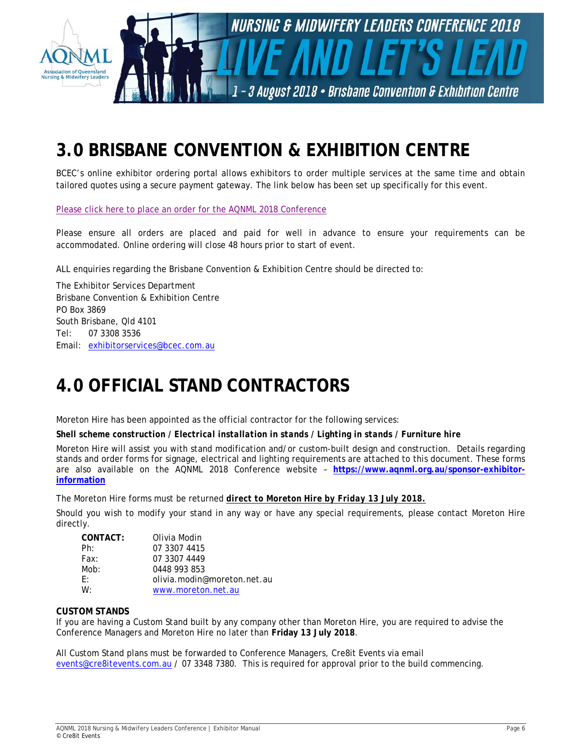# 3.0 BRISBANE CONVENTION & EXHIBITION CENTRE

BCEC's online exhibitor ordering portal allows exhibitors to order multiple services at the same time and obtain tailored quotes using a secure payment gateway. The link below has been set up specifically for this event.

Please click here to place an order for the AQNML 2018 Conference

Please ensure all orders are placed and paid for well in advance to ensure your requirements can be accommodated. Online ordering will close 48 hours prior to start of event.

ALL enquiries regarding the Brisbane Convention & Exhibition Centre should be directed to:

The Exhibitor Services Department
Brisbane Convention & Exhibition Centre
PO Box 3869
South Brisbane, Qld 4101
Tel: 07 3308 3536
Email: exhibitorservices@bcec.com.au

# 4.0 OFFICIAL STAND CONTRACTORS

Moreton Hire has been appointed as the official contractor for the following services:

**Shell scheme construction / *Electrical installation in stands* / *Lighting in stands* / Furniture hire**

Moreton Hire will assist you with stand modification and/or custom-built design and construction. Details regarding stands and order forms for signage, electrical and lighting requirements are attached to this document. These forms are also available on the AQNML 2018 Conference website – **https://www.aqnml.org.au/sponsor-exhibitor-information**

The Moreton Hire forms must be returned **direct to Moreton Hire by Friday 13 July 2018.**

Should you wish to modify your stand in any way or have any special requirements, please contact Moreton Hire directly.

**CONTACT:** Olivia Modin
Ph: 07 3307 4415
Fax: 07 3307 4449
Mob: 0448 993 853
E: olivia.modin@moreton.net.au
W: www.moreton.net.au

**CUSTOM STANDS**
If you are having a Custom Stand built by any company other than Moreton Hire, you are required to advise the Conference Managers and Moreton Hire no later than **Friday 13 July 2018**.

All Custom Stand plans must be forwarded to Conference Managers, Cre8it Events via email events@cre8itevents.com.au / 07 3348 7380. This is required for approval prior to the build commencing.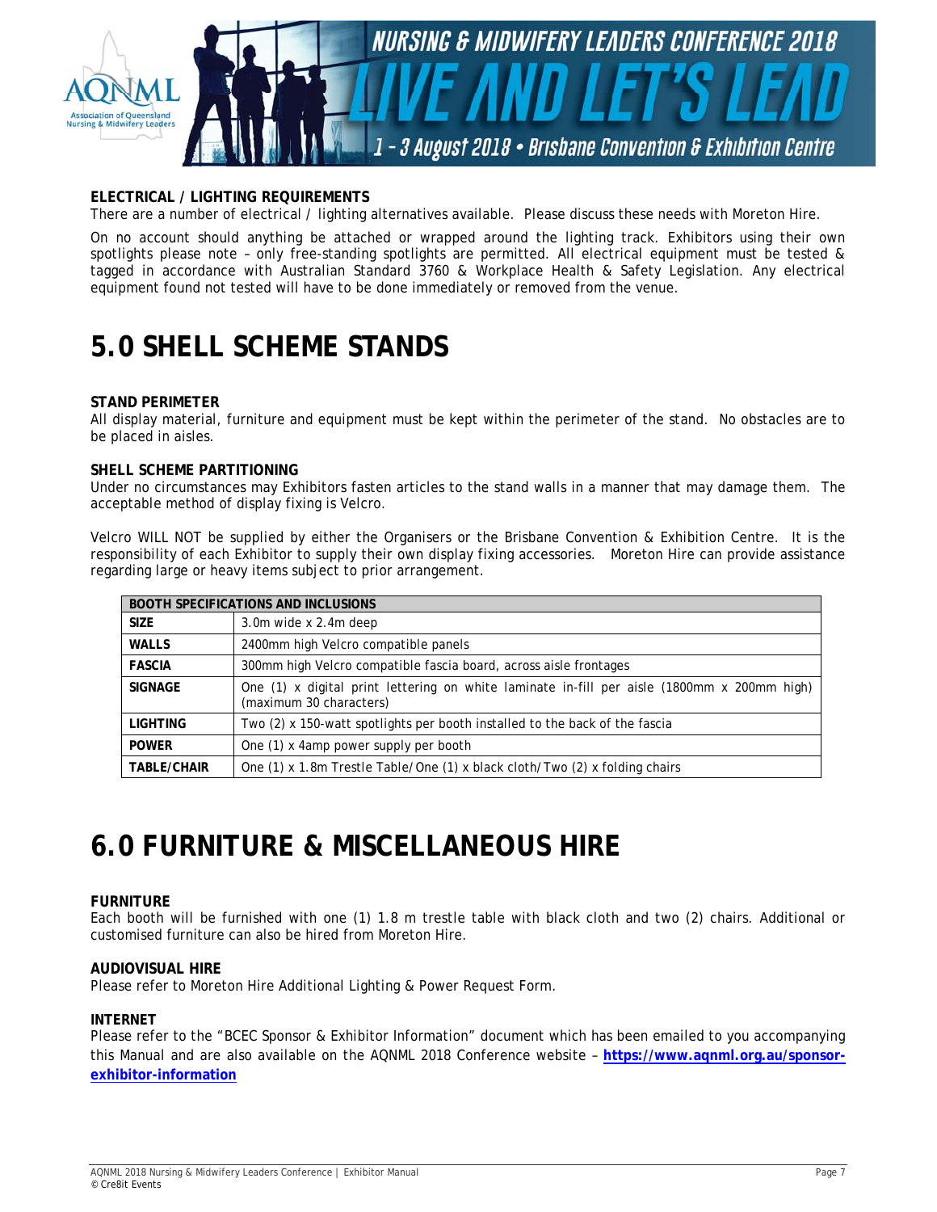**ELECTRICAL / LIGHTING REQUIREMENTS**

There are a number of electrical / lighting alternatives available. Please discuss these needs with Moreton Hire.

On no account should anything be attached or wrapped around the lighting track. Exhibitors using their own spotlights please note – only free-standing spotlights are permitted. All electrical equipment must be tested & tagged in accordance with Australian Standard 3760 & Workplace Health & Safety Legislation. Any electrical equipment found not tested will have to be done immediately or removed from the venue.

# 5.0 SHELL SCHEME STANDS

**STAND PERIMETER**

All display material, furniture and equipment must be kept within the perimeter of the stand. No obstacles are to be placed in aisles.

**SHELL SCHEME PARTITIONING**

Under no circumstances may Exhibitors fasten articles to the stand walls in a manner that may damage them. The acceptable method of display fixing is Velcro.

Velcro WILL NOT be supplied by either the Organisers or the Brisbane Convention & Exhibition Centre. It is the responsibility of each Exhibitor to supply their own display fixing accessories. Moreton Hire can provide assistance regarding large or heavy items subject to prior arrangement.

| BOOTH SPECIFICATIONS AND INCLUSIONS | |
|---|---|
| **SIZE** | 3.0m wide x 2.4m deep |
| **WALLS** | 2400mm high Velcro compatible panels |
| **FASCIA** | 300mm high Velcro compatible fascia board, across aisle frontages |
| **SIGNAGE** | One (1) x digital print lettering on white laminate in-fill per aisle (1800mm x 200mm high) (maximum 30 characters) |
| **LIGHTING** | Two (2) x 150-watt spotlights per booth installed to the back of the fascia |
| **POWER** | One (1) x 4amp power supply per booth |
| **TABLE/CHAIR** | One (1) x 1.8m Trestle Table/One (1) x black cloth/Two (2) x folding chairs |

# 6.0 FURNITURE & MISCELLANEOUS HIRE

**FURNITURE**

Each booth will be furnished with one (1) 1.8 m trestle table with black cloth and two (2) chairs. Additional or customised furniture can also be hired from Moreton Hire.

**AUDIOVISUAL HIRE**

Please refer to Moreton Hire Additional Lighting & Power Request Form.

**INTERNET**

Please refer to the "BCEC Sponsor & Exhibitor Information" document which has been emailed to you accompanying this Manual and are also available on the AQNML 2018 Conference website – **https://www.aqnml.org.au/sponsor-exhibitor-information**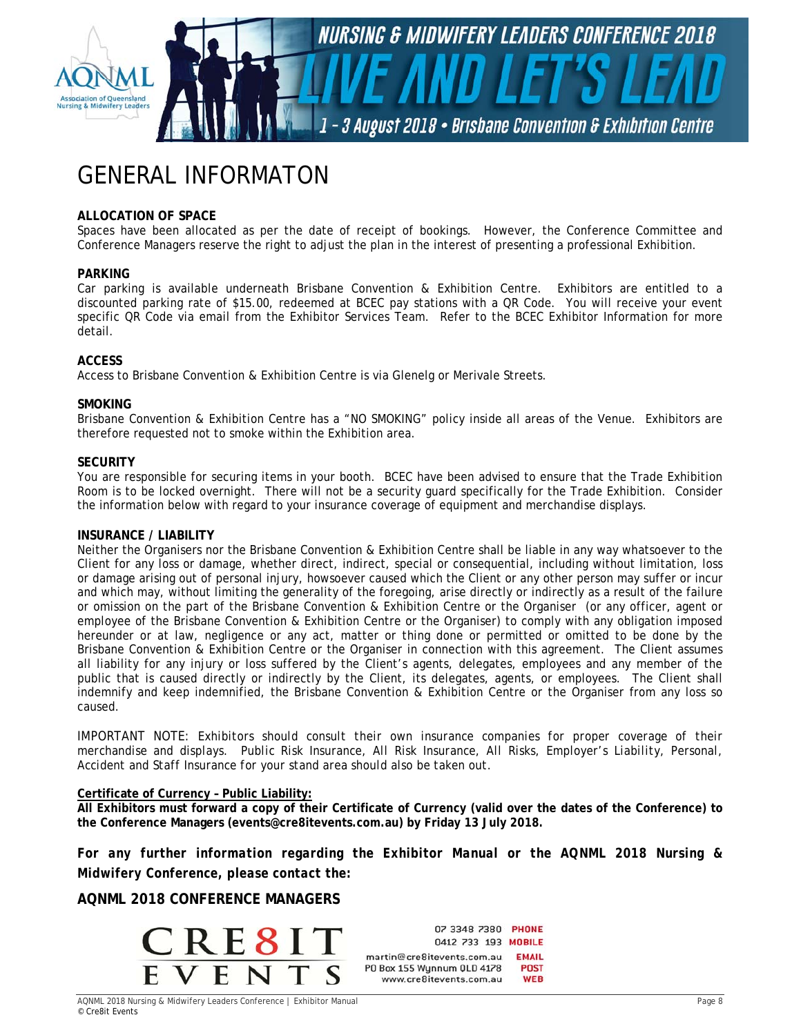# GENERAL INFORMATON

**ALLOCATION OF SPACE**

Spaces have been allocated as per the date of receipt of bookings. However, the Conference Committee and Conference Managers reserve the right to adjust the plan in the interest of presenting a professional Exhibition.

**PARKING**

Car parking is available underneath Brisbane Convention & Exhibition Centre. Exhibitors are entitled to a discounted parking rate of $15.00, redeemed at BCEC pay stations with a QR Code. You will receive your event specific QR Code via email from the Exhibitor Services Team. Refer to the BCEC Exhibitor Information for more detail.

**ACCESS**

Access to Brisbane Convention & Exhibition Centre is via Glenelg or Merivale Streets.

**SMOKING**

Brisbane Convention & Exhibition Centre has a "NO SMOKING" policy inside all areas of the Venue. Exhibitors are therefore requested not to smoke within the Exhibition area.

**SECURITY**

You are responsible for securing items in your booth. BCEC have been advised to ensure that the Trade Exhibition Room is to be locked overnight. There will not be a security guard specifically for the Trade Exhibition. Consider the information below with regard to your insurance coverage of equipment and merchandise displays.

**INSURANCE / LIABILITY**

Neither the Organisers nor the Brisbane Convention & Exhibition Centre shall be liable in any way whatsoever to the Client for any loss or damage, whether direct, indirect, special or consequential, including without limitation, loss or damage arising out of personal injury, howsoever caused which the Client or any other person may suffer or incur and which may, without limiting the generality of the foregoing, arise directly or indirectly as a result of the failure or omission on the part of the Brisbane Convention & Exhibition Centre or the Organiser (or any officer, agent or employee of the Brisbane Convention & Exhibition Centre or the Organiser) to comply with any obligation imposed hereunder or at law, negligence or any act, matter or thing done or permitted or omitted to be done by the Brisbane Convention & Exhibition Centre or the Organiser in connection with this agreement. The Client assumes all liability for any injury or loss suffered by the Client's agents, delegates, employees and any member of the public that is caused directly or indirectly by the Client, its delegates, agents, or employees. The Client shall indemnify and keep indemnified, the Brisbane Convention & Exhibition Centre or the Organiser from any loss so caused.

IMPORTANT NOTE: *Exhibitors should consult their own insurance companies for proper coverage of their merchandise and displays. Public Risk Insurance, All Risk Insurance, All Risks, Employer's Liability, Personal, Accident and Staff Insurance for your stand area should also be taken out.*

**Certificate of Currency – Public Liability:**

**All Exhibitors must forward a copy of their Certificate of Currency (valid over the dates of the Conference) to the Conference Managers (events@cre8itevents.com.au) by Friday 13 July 2018.**

***For any further information regarding the Exhibitor Manual or the AQNML 2018 Nursing & Midwifery Conference, please contact the:***

**AQNML 2018 CONFERENCE MANAGERS**

CRE8IT EVENTS

07 3348 7380 PHONE
0412 733 193 MOBILE
martin@cre8itevents.com.au EMAIL
PO Box 155 Wynnum QLD 4178 POST
www.cre8itevents.com.au WEB